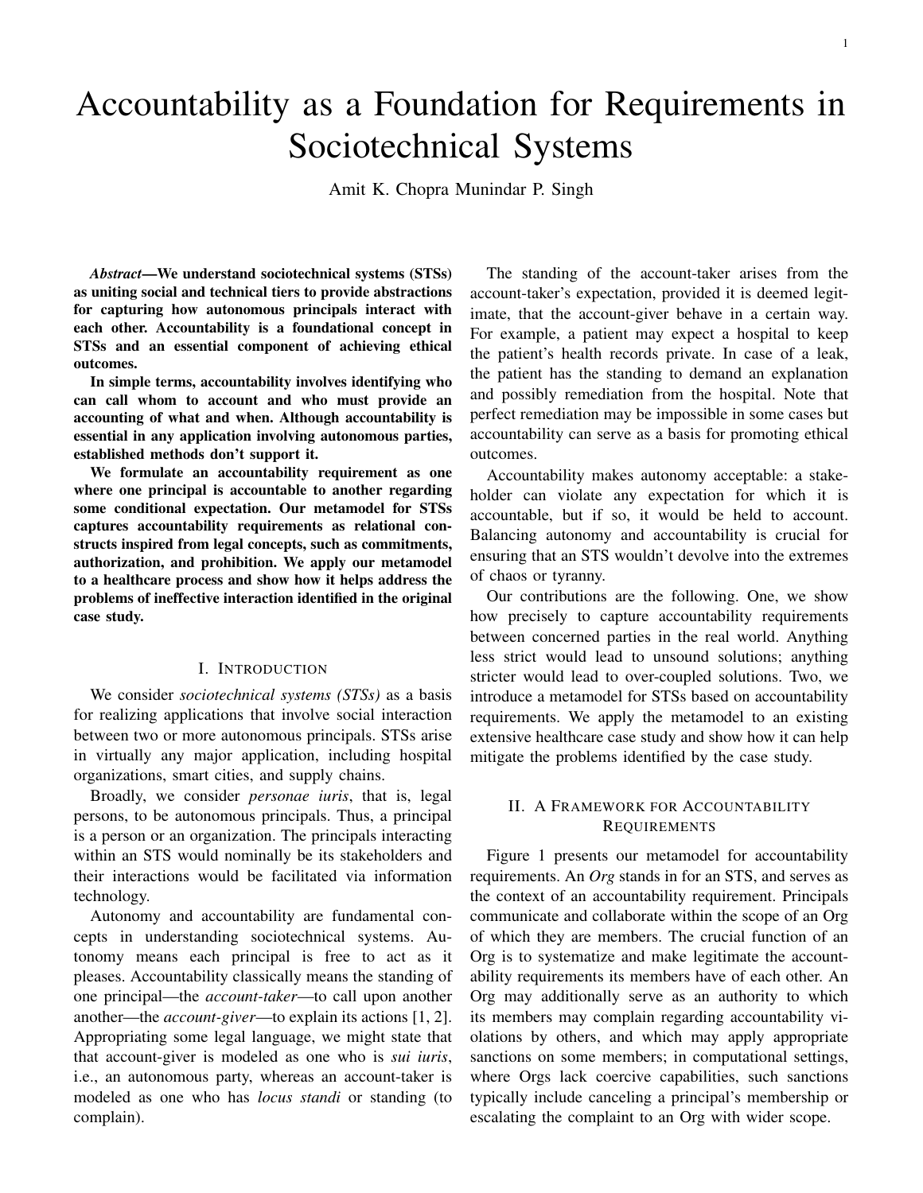# Accountability as a Foundation for Requirements in Sociotechnical Systems

Amit K. Chopra Munindar P. Singh

***Abstract*—We understand sociotechnical systems (STSs) as uniting social and technical tiers to provide abstractions for capturing how autonomous principals interact with each other. Accountability is a foundational concept in STSs and an essential component of achieving ethical outcomes.**

**In simple terms, accountability involves identifying who can call whom to account and who must provide an accounting of what and when. Although accountability is essential in any application involving autonomous parties, established methods don't support it.**

**We formulate an accountability requirement as one where one principal is accountable to another regarding some conditional expectation. Our metamodel for STSs captures accountability requirements as relational constructs inspired from legal concepts, such as commitments, authorization, and prohibition. We apply our metamodel to a healthcare process and show how it helps address the problems of ineffective interaction identified in the original case study.**

## I. Introduction

We consider *sociotechnical systems (STSs)* as a basis for realizing applications that involve social interaction between two or more autonomous principals. STSs arise in virtually any major application, including hospital organizations, smart cities, and supply chains.

Broadly, we consider *personae iuris*, that is, legal persons, to be autonomous principals. Thus, a principal is a person or an organization. The principals interacting within an STS would nominally be its stakeholders and their interactions would be facilitated via information technology.

Autonomy and accountability are fundamental concepts in understanding sociotechnical systems. Autonomy means each principal is free to act as it pleases. Accountability classically means the standing of one principal—the *account-taker*—to call upon another another—the *account-giver*—to explain its actions [1, 2]. Appropriating some legal language, we might state that that account-giver is modeled as one who is *sui iuris*, i.e., an autonomous party, whereas an account-taker is modeled as one who has *locus standi* or standing (to complain).

The standing of the account-taker arises from the account-taker's expectation, provided it is deemed legitimate, that the account-giver behave in a certain way. For example, a patient may expect a hospital to keep the patient's health records private. In case of a leak, the patient has the standing to demand an explanation and possibly remediation from the hospital. Note that perfect remediation may be impossible in some cases but accountability can serve as a basis for promoting ethical outcomes.

Accountability makes autonomy acceptable: a stakeholder can violate any expectation for which it is accountable, but if so, it would be held to account. Balancing autonomy and accountability is crucial for ensuring that an STS wouldn't devolve into the extremes of chaos or tyranny.

Our contributions are the following. One, we show how precisely to capture accountability requirements between concerned parties in the real world. Anything less strict would lead to unsound solutions; anything stricter would lead to over-coupled solutions. Two, we introduce a metamodel for STSs based on accountability requirements. We apply the metamodel to an existing extensive healthcare case study and show how it can help mitigate the problems identified by the case study.

## II. A Framework for Accountability Requirements

Figure 1 presents our metamodel for accountability requirements. An *Org* stands in for an STS, and serves as the context of an accountability requirement. Principals communicate and collaborate within the scope of an Org of which they are members. The crucial function of an Org is to systematize and make legitimate the accountability requirements its members have of each other. An Org may additionally serve as an authority to which its members may complain regarding accountability violations by others, and which may apply appropriate sanctions on some members; in computational settings, where Orgs lack coercive capabilities, such sanctions typically include canceling a principal's membership or escalating the complaint to an Org with wider scope.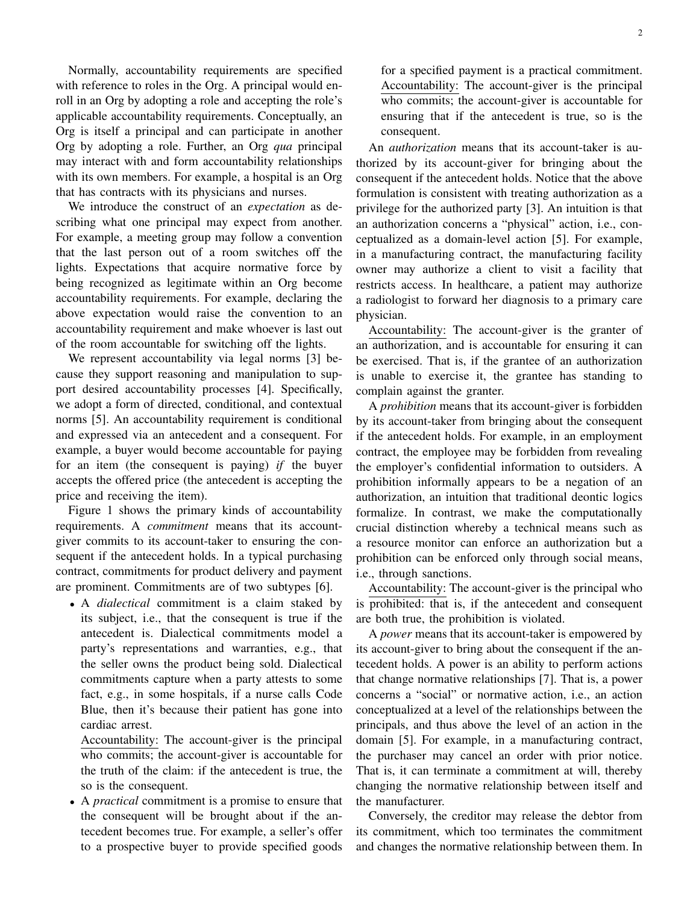Normally, accountability requirements are specified with reference to roles in the Org. A principal would enroll in an Org by adopting a role and accepting the role's applicable accountability requirements. Conceptually, an Org is itself a principal and can participate in another Org by adopting a role. Further, an Org *qua* principal may interact with and form accountability relationships with its own members. For example, a hospital is an Org that has contracts with its physicians and nurses.

We introduce the construct of an *expectation* as describing what one principal may expect from another. For example, a meeting group may follow a convention that the last person out of a room switches off the lights. Expectations that acquire normative force by being recognized as legitimate within an Org become accountability requirements. For example, declaring the above expectation would raise the convention to an accountability requirement and make whoever is last out of the room accountable for switching off the lights.

We represent accountability via legal norms [3] because they support reasoning and manipulation to support desired accountability processes [4]. Specifically, we adopt a form of directed, conditional, and contextual norms [5]. An accountability requirement is conditional and expressed via an antecedent and a consequent. For example, a buyer would become accountable for paying for an item (the consequent is paying) *if* the buyer accepts the offered price (the antecedent is accepting the price and receiving the item).

Figure 1 shows the primary kinds of accountability requirements. A *commitment* means that its account-giver commits to its account-taker to ensuring the consequent if the antecedent holds. In a typical purchasing contract, commitments for product delivery and payment are prominent. Commitments are of two subtypes [6].

- A *dialectical* commitment is a claim staked by its subject, i.e., that the consequent is true if the antecedent is. Dialectical commitments model a party's representations and warranties, e.g., that the seller owns the product being sold. Dialectical commitments capture when a party attests to some fact, e.g., in some hospitals, if a nurse calls Code Blue, then it's because their patient has gone into cardiac arrest.

  Accountability: The account-giver is the principal who commits; the account-giver is accountable for the truth of the claim: if the antecedent is true, the so is the consequent.
- A *practical* commitment is a promise to ensure that the consequent will be brought about if the antecedent becomes true. For example, a seller's offer to a prospective buyer to provide specified goods for a specified payment is a practical commitment.

  Accountability: The account-giver is the principal who commits; the account-giver is accountable for ensuring that if the antecedent is true, so is the consequent.

An *authorization* means that its account-taker is authorized by its account-giver for bringing about the consequent if the antecedent holds. Notice that the above formulation is consistent with treating authorization as a privilege for the authorized party [3]. An intuition is that an authorization concerns a "physical" action, i.e., conceptualized as a domain-level action [5]. For example, in a manufacturing contract, the manufacturing facility owner may authorize a client to visit a facility that restricts access. In healthcare, a patient may authorize a radiologist to forward her diagnosis to a primary care physician.

Accountability: The account-giver is the granter of an authorization, and is accountable for ensuring it can be exercised. That is, if the grantee of an authorization is unable to exercise it, the grantee has standing to complain against the granter.

A *prohibition* means that its account-giver is forbidden by its account-taker from bringing about the consequent if the antecedent holds. For example, in an employment contract, the employee may be forbidden from revealing the employer's confidential information to outsiders. A prohibition informally appears to be a negation of an authorization, an intuition that traditional deontic logics formalize. In contrast, we make the computationally crucial distinction whereby a technical means such as a resource monitor can enforce an authorization but a prohibition can be enforced only through social means, i.e., through sanctions.

Accountability: The account-giver is the principal who is prohibited: that is, if the antecedent and consequent are both true, the prohibition is violated.

A *power* means that its account-taker is empowered by its account-giver to bring about the consequent if the antecedent holds. A power is an ability to perform actions that change normative relationships [7]. That is, a power concerns a "social" or normative action, i.e., an action conceptualized at a level of the relationships between the principals, and thus above the level of an action in the domain [5]. For example, in a manufacturing contract, the purchaser may cancel an order with prior notice. That is, it can terminate a commitment at will, thereby changing the normative relationship between itself and the manufacturer.

Conversely, the creditor may release the debtor from its commitment, which too terminates the commitment and changes the normative relationship between them. In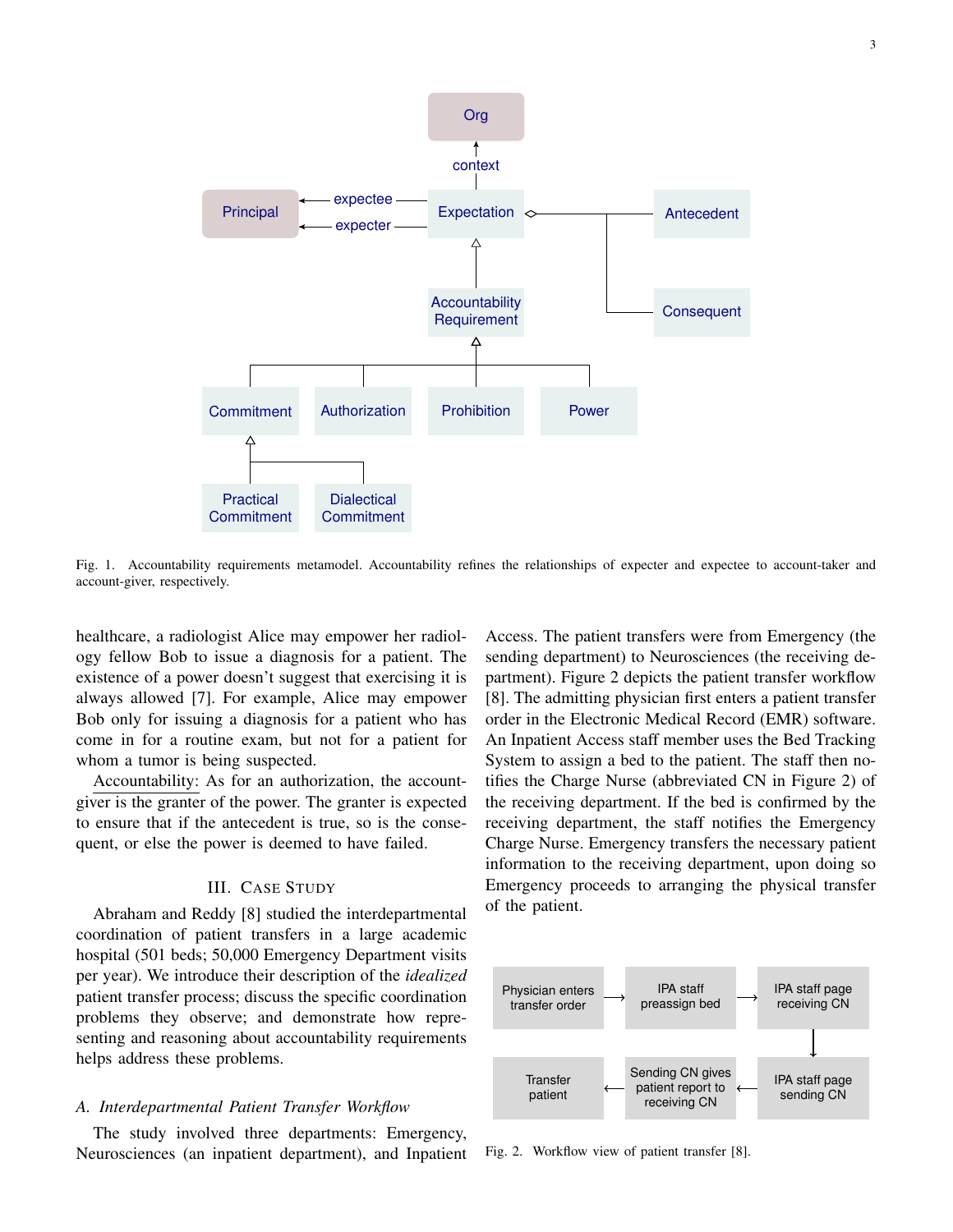Fig. 1. Accountability requirements metamodel. Accountability refines the relationships of expecter and expectee to account-taker and account-giver, respectively.

healthcare, a radiologist Alice may empower her radiology fellow Bob to issue a diagnosis for a patient. The existence of a power doesn't suggest that exercising it is always allowed [7]. For example, Alice may empower Bob only for issuing a diagnosis for a patient who has come in for a routine exam, but not for a patient for whom a tumor is being suspected.

Accountability: As for an authorization, the account-giver is the granter of the power. The granter is expected to ensure that if the antecedent is true, so is the consequent, or else the power is deemed to have failed.

## III. Case Study

Abraham and Reddy [8] studied the interdepartmental coordination of patient transfers in a large academic hospital (501 beds; 50,000 Emergency Department visits per year). We introduce their description of the *idealized* patient transfer process; discuss the specific coordination problems they observe; and demonstrate how representing and reasoning about accountability requirements helps address these problems.

### *A. Interdepartmental Patient Transfer Workflow*

The study involved three departments: Emergency, Neurosciences (an inpatient department), and Inpatient Access. The patient transfers were from Emergency (the sending department) to Neurosciences (the receiving department). Figure 2 depicts the patient transfer workflow [8]. The admitting physician first enters a patient transfer order in the Electronic Medical Record (EMR) software. An Inpatient Access staff member uses the Bed Tracking System to assign a bed to the patient. The staff then notifies the Charge Nurse (abbreviated CN in Figure 2) of the receiving department. If the bed is confirmed by the receiving department, the staff notifies the Emergency Charge Nurse. Emergency transfers the necessary patient information to the receiving department, upon doing so Emergency proceeds to arranging the physical transfer of the patient.

Fig. 2. Workflow view of patient transfer [8].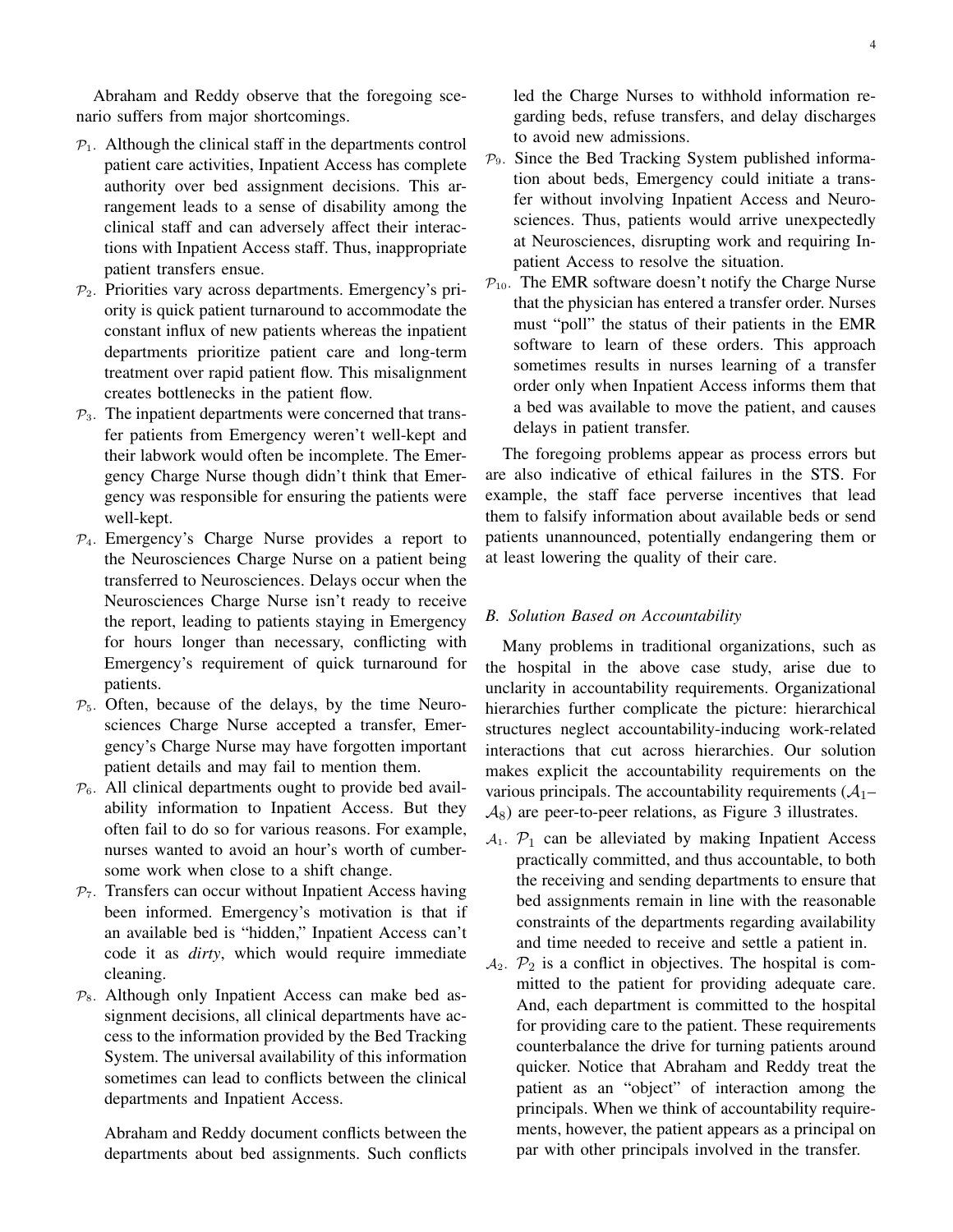Abraham and Reddy observe that the foregoing scenario suffers from major shortcomings.

- $\mathcal{P}_1$. Although the clinical staff in the departments control patient care activities, Inpatient Access has complete authority over bed assignment decisions. This arrangement leads to a sense of disability among the clinical staff and can adversely affect their interactions with Inpatient Access staff. Thus, inappropriate patient transfers ensue.
- $\mathcal{P}_2$. Priorities vary across departments. Emergency's priority is quick patient turnaround to accommodate the constant influx of new patients whereas the inpatient departments prioritize patient care and long-term treatment over rapid patient flow. This misalignment creates bottlenecks in the patient flow.
- $\mathcal{P}_3$. The inpatient departments were concerned that transfer patients from Emergency weren't well-kept and their labwork would often be incomplete. The Emergency Charge Nurse though didn't think that Emergency was responsible for ensuring the patients were well-kept.
- $\mathcal{P}_4$. Emergency's Charge Nurse provides a report to the Neurosciences Charge Nurse on a patient being transferred to Neurosciences. Delays occur when the Neurosciences Charge Nurse isn't ready to receive the report, leading to patients staying in Emergency for hours longer than necessary, conflicting with Emergency's requirement of quick turnaround for patients.
- $\mathcal{P}_5$. Often, because of the delays, by the time Neurosciences Charge Nurse accepted a transfer, Emergency's Charge Nurse may have forgotten important patient details and may fail to mention them.
- $\mathcal{P}_6$. All clinical departments ought to provide bed availability information to Inpatient Access. But they often fail to do so for various reasons. For example, nurses wanted to avoid an hour's worth of cumbersome work when close to a shift change.
- $\mathcal{P}_7$. Transfers can occur without Inpatient Access having been informed. Emergency's motivation is that if an available bed is "hidden," Inpatient Access can't code it as *dirty*, which would require immediate cleaning.
- $\mathcal{P}_8$. Although only Inpatient Access can make bed assignment decisions, all clinical departments have access to the information provided by the Bed Tracking System. The universal availability of this information sometimes can lead to conflicts between the clinical departments and Inpatient Access.

  Abraham and Reddy document conflicts between the departments about bed assignments. Such conflicts led the Charge Nurses to withhold information regarding beds, refuse transfers, and delay discharges to avoid new admissions.
- $\mathcal{P}_9$. Since the Bed Tracking System published information about beds, Emergency could initiate a transfer without involving Inpatient Access and Neurosciences. Thus, patients would arrive unexpectedly at Neurosciences, disrupting work and requiring Inpatient Access to resolve the situation.
- $\mathcal{P}_{10}$. The EMR software doesn't notify the Charge Nurse that the physician has entered a transfer order. Nurses must "poll" the status of their patients in the EMR software to learn of these orders. This approach sometimes results in nurses learning of a transfer order only when Inpatient Access informs them that a bed was available to move the patient, and causes delays in patient transfer.

The foregoing problems appear as process errors but are also indicative of ethical failures in the STS. For example, the staff face perverse incentives that lead them to falsify information about available beds or send patients unannounced, potentially endangering them or at least lowering the quality of their care.

### B. Solution Based on Accountability

Many problems in traditional organizations, such as the hospital in the above case study, arise due to unclarity in accountability requirements. Organizational hierarchies further complicate the picture: hierarchical structures neglect accountability-inducing work-related interactions that cut across hierarchies. Our solution makes explicit the accountability requirements on the various principals. The accountability requirements ($\mathcal{A}_1$–$\mathcal{A}_8$) are peer-to-peer relations, as Figure 3 illustrates.

- $\mathcal{A}_1$. $\mathcal{P}_1$ can be alleviated by making Inpatient Access practically committed, and thus accountable, to both the receiving and sending departments to ensure that bed assignments remain in line with the reasonable constraints of the departments regarding availability and time needed to receive and settle a patient in.
- $\mathcal{A}_2$. $\mathcal{P}_2$ is a conflict in objectives. The hospital is committed to the patient for providing adequate care. And, each department is committed to the hospital for providing care to the patient. These requirements counterbalance the drive for turning patients around quicker. Notice that Abraham and Reddy treat the patient as an "object" of interaction among the principals. When we think of accountability requirements, however, the patient appears as a principal on par with other principals involved in the transfer.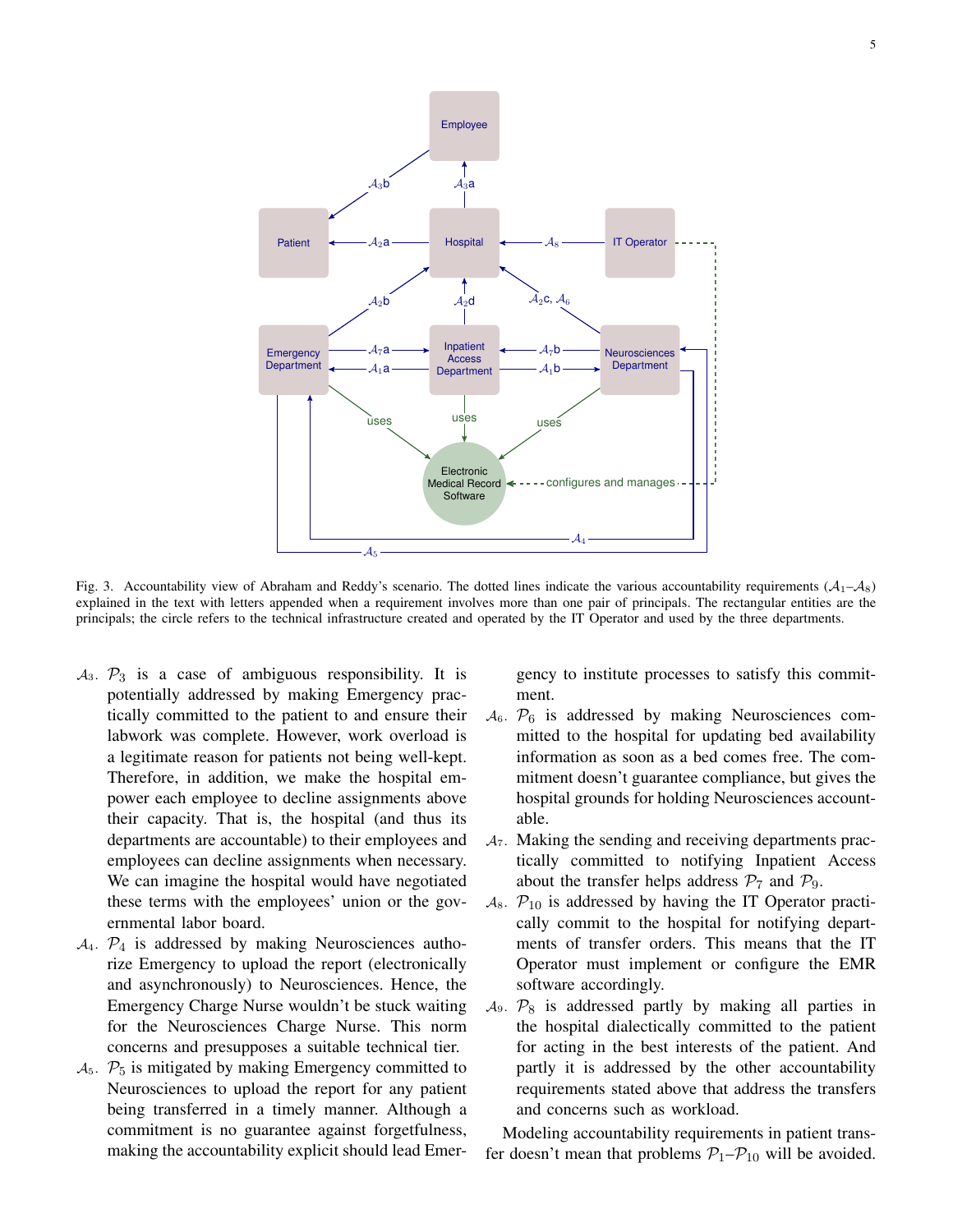Fig. 3. Accountability view of Abraham and Reddy's scenario. The dotted lines indicate the various accountability requirements ($\mathcal{A}_1$–$\mathcal{A}_8$) explained in the text with letters appended when a requirement involves more than one pair of principals. The rectangular entities are the principals; the circle refers to the technical infrastructure created and operated by the IT Operator and used by the three departments.

- $\mathcal{A}_3$. $\mathcal{P}_3$ is a case of ambiguous responsibility. It is potentially addressed by making Emergency practically committed to the patient to and ensure their labwork was complete. However, work overload is a legitimate reason for patients not being well-kept. Therefore, in addition, we make the hospital empower each employee to decline assignments above their capacity. That is, the hospital (and thus its departments are accountable) to their employees and employees can decline assignments when necessary. We can imagine the hospital would have negotiated these terms with the employees' union or the governmental labor board.
- $\mathcal{A}_4$. $\mathcal{P}_4$ is addressed by making Neurosciences authorize Emergency to upload the report (electronically and asynchronously) to Neurosciences. Hence, the Emergency Charge Nurse wouldn't be stuck waiting for the Neurosciences Charge Nurse. This norm concerns and presupposes a suitable technical tier.
- $\mathcal{A}_5$. $\mathcal{P}_5$ is mitigated by making Emergency committed to Neurosciences to upload the report for any patient being transferred in a timely manner. Although a commitment is no guarantee against forgetfulness, making the accountability explicit should lead Emergency to institute processes to satisfy this commitment.
- $\mathcal{A}_6$. $\mathcal{P}_6$ is addressed by making Neurosciences committed to the hospital for updating bed availability information as soon as a bed comes free. The commitment doesn't guarantee compliance, but gives the hospital grounds for holding Neurosciences accountable.
- $\mathcal{A}_7$. Making the sending and receiving departments practically committed to notifying Inpatient Access about the transfer helps address $\mathcal{P}_7$ and $\mathcal{P}_9$.
- $\mathcal{A}_8$. $\mathcal{P}_{10}$ is addressed by having the IT Operator practically commit to the hospital for notifying departments of transfer orders. This means that the IT Operator must implement or configure the EMR software accordingly.
- $\mathcal{A}_9$. $\mathcal{P}_8$ is addressed partly by making all parties in the hospital dialectically committed to the patient for acting in the best interests of the patient. And partly it is addressed by the other accountability requirements stated above that address the transfers and concerns such as workload.

Modeling accountability requirements in patient transfer doesn't mean that problems $\mathcal{P}_1$–$\mathcal{P}_{10}$ will be avoided.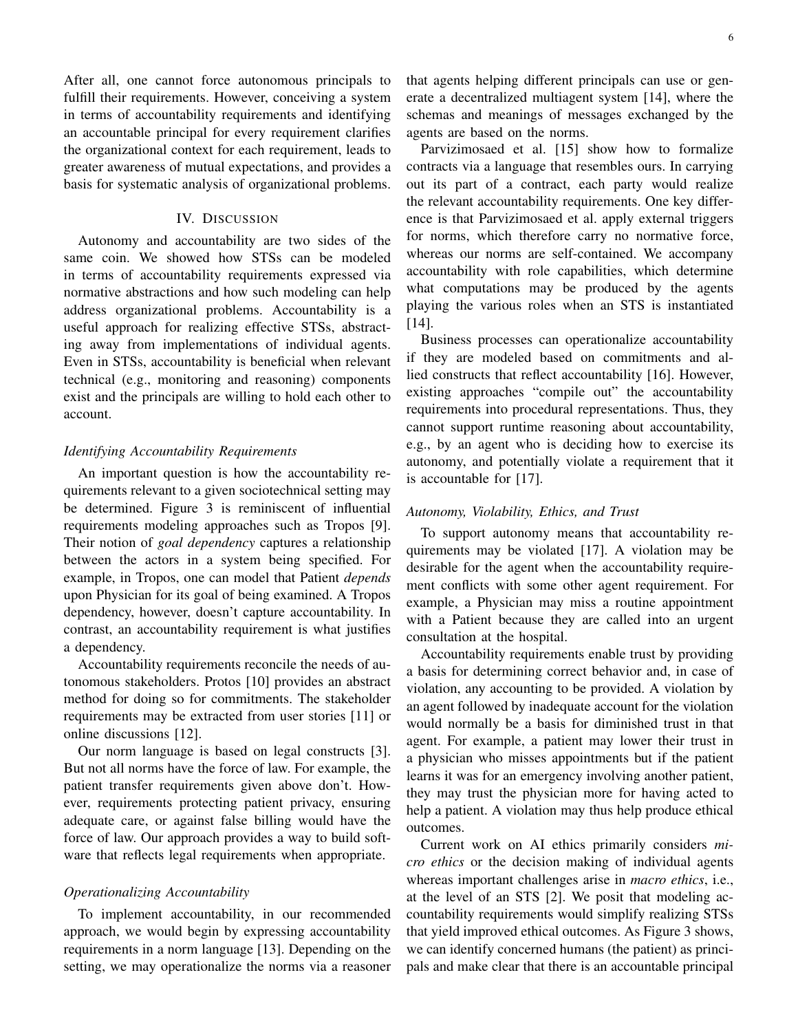After all, one cannot force autonomous principals to fulfill their requirements. However, conceiving a system in terms of accountability requirements and identifying an accountable principal for every requirement clarifies the organizational context for each requirement, leads to greater awareness of mutual expectations, and provides a basis for systematic analysis of organizational problems.

## IV. Discussion

Autonomy and accountability are two sides of the same coin. We showed how STSs can be modeled in terms of accountability requirements expressed via normative abstractions and how such modeling can help address organizational problems. Accountability is a useful approach for realizing effective STSs, abstracting away from implementations of individual agents. Even in STSs, accountability is beneficial when relevant technical (e.g., monitoring and reasoning) components exist and the principals are willing to hold each other to account.

### *Identifying Accountability Requirements*

An important question is how the accountability requirements relevant to a given sociotechnical setting may be determined. Figure 3 is reminiscent of influential requirements modeling approaches such as Tropos [9]. Their notion of *goal dependency* captures a relationship between the actors in a system being specified. For example, in Tropos, one can model that Patient *depends* upon Physician for its goal of being examined. A Tropos dependency, however, doesn't capture accountability. In contrast, an accountability requirement is what justifies a dependency.

Accountability requirements reconcile the needs of autonomous stakeholders. Protos [10] provides an abstract method for doing so for commitments. The stakeholder requirements may be extracted from user stories [11] or online discussions [12].

Our norm language is based on legal constructs [3]. But not all norms have the force of law. For example, the patient transfer requirements given above don't. However, requirements protecting patient privacy, ensuring adequate care, or against false billing would have the force of law. Our approach provides a way to build software that reflects legal requirements when appropriate.

### *Operationalizing Accountability*

To implement accountability, in our recommended approach, we would begin by expressing accountability requirements in a norm language [13]. Depending on the setting, we may operationalize the norms via a reasoner that agents helping different principals can use or generate a decentralized multiagent system [14], where the schemas and meanings of messages exchanged by the agents are based on the norms.

Parvizimosaed et al. [15] show how to formalize contracts via a language that resembles ours. In carrying out its part of a contract, each party would realize the relevant accountability requirements. One key difference is that Parvizimosaed et al. apply external triggers for norms, which therefore carry no normative force, whereas our norms are self-contained. We accompany accountability with role capabilities, which determine what computations may be produced by the agents playing the various roles when an STS is instantiated [14].

Business processes can operationalize accountability if they are modeled based on commitments and allied constructs that reflect accountability [16]. However, existing approaches "compile out" the accountability requirements into procedural representations. Thus, they cannot support runtime reasoning about accountability, e.g., by an agent who is deciding how to exercise its autonomy, and potentially violate a requirement that it is accountable for [17].

### *Autonomy, Violability, Ethics, and Trust*

To support autonomy means that accountability requirements may be violated [17]. A violation may be desirable for the agent when the accountability requirement conflicts with some other agent requirement. For example, a Physician may miss a routine appointment with a Patient because they are called into an urgent consultation at the hospital.

Accountability requirements enable trust by providing a basis for determining correct behavior and, in case of violation, any accounting to be provided. A violation by an agent followed by inadequate account for the violation would normally be a basis for diminished trust in that agent. For example, a patient may lower their trust in a physician who misses appointments but if the patient learns it was for an emergency involving another patient, they may trust the physician more for having acted to help a patient. A violation may thus help produce ethical outcomes.

Current work on AI ethics primarily considers *micro ethics* or the decision making of individual agents whereas important challenges arise in *macro ethics*, i.e., at the level of an STS [2]. We posit that modeling accountability requirements would simplify realizing STSs that yield improved ethical outcomes. As Figure 3 shows, we can identify concerned humans (the patient) as principals and make clear that there is an accountable principal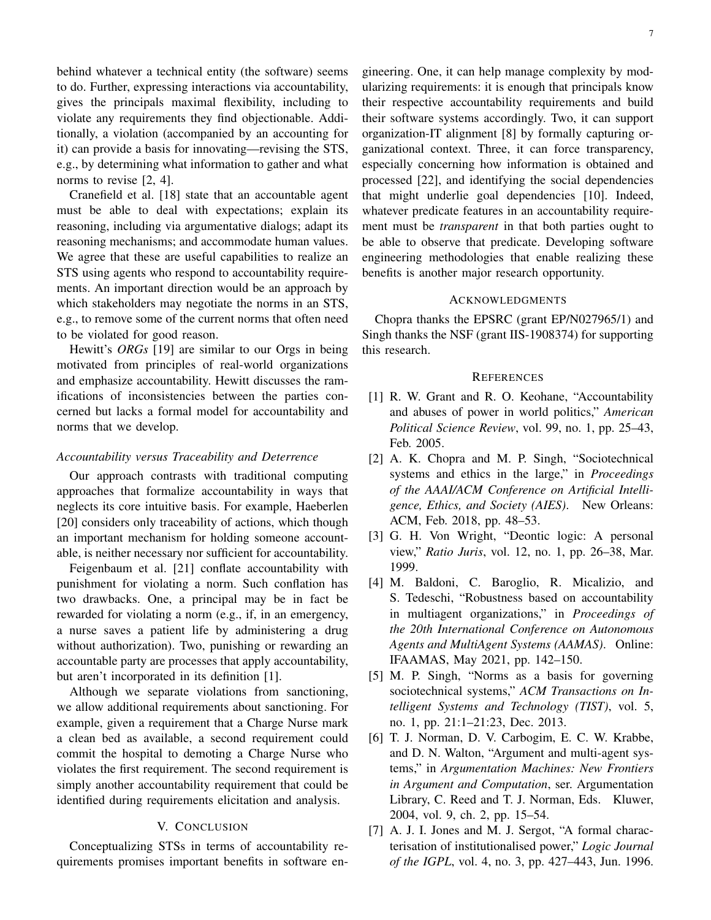behind whatever a technical entity (the software) seems to do. Further, expressing interactions via accountability, gives the principals maximal flexibility, including to violate any requirements they find objectionable. Additionally, a violation (accompanied by an accounting for it) can provide a basis for innovating—revising the STS, e.g., by determining what information to gather and what norms to revise [2, 4].

Cranefield et al. [18] state that an accountable agent must be able to deal with expectations; explain its reasoning, including via argumentative dialogs; adapt its reasoning mechanisms; and accommodate human values. We agree that these are useful capabilities to realize an STS using agents who respond to accountability requirements. An important direction would be an approach by which stakeholders may negotiate the norms in an STS, e.g., to remove some of the current norms that often need to be violated for good reason.

Hewitt's *ORGs* [19] are similar to our Orgs in being motivated from principles of real-world organizations and emphasize accountability. Hewitt discusses the ramifications of inconsistencies between the parties concerned but lacks a formal model for accountability and norms that we develop.

### *Accountability versus Traceability and Deterrence*

Our approach contrasts with traditional computing approaches that formalize accountability in ways that neglects its core intuitive basis. For example, Haeberlen [20] considers only traceability of actions, which though an important mechanism for holding someone accountable, is neither necessary nor sufficient for accountability.

Feigenbaum et al. [21] conflate accountability with punishment for violating a norm. Such conflation has two drawbacks. One, a principal may be in fact be rewarded for violating a norm (e.g., if, in an emergency, a nurse saves a patient life by administering a drug without authorization). Two, punishing or rewarding an accountable party are processes that apply accountability, but aren't incorporated in its definition [1].

Although we separate violations from sanctioning, we allow additional requirements about sanctioning. For example, given a requirement that a Charge Nurse mark a clean bed as available, a second requirement could commit the hospital to demoting a Charge Nurse who violates the first requirement. The second requirement is simply another accountability requirement that could be identified during requirements elicitation and analysis.

## V. Conclusion

Conceptualizing STSs in terms of accountability requirements promises important benefits in software engineering. One, it can help manage complexity by modularizing requirements: it is enough that principals know their respective accountability requirements and build their software systems accordingly. Two, it can support organization-IT alignment [8] by formally capturing organizational context. Three, it can force transparency, especially concerning how information is obtained and processed [22], and identifying the social dependencies that might underlie goal dependencies [10]. Indeed, whatever predicate features in an accountability requirement must be *transparent* in that both parties ought to be able to observe that predicate. Developing software engineering methodologies that enable realizing these benefits is another major research opportunity.

## Acknowledgments

Chopra thanks the EPSRC (grant EP/N027965/1) and Singh thanks the NSF (grant IIS-1908374) for supporting this research.

## References

[1] R. W. Grant and R. O. Keohane, "Accountability and abuses of power in world politics," *American Political Science Review*, vol. 99, no. 1, pp. 25–43, Feb. 2005.

[2] A. K. Chopra and M. P. Singh, "Sociotechnical systems and ethics in the large," in *Proceedings of the AAAI/ACM Conference on Artificial Intelligence, Ethics, and Society (AIES)*. New Orleans: ACM, Feb. 2018, pp. 48–53.

[3] G. H. Von Wright, "Deontic logic: A personal view," *Ratio Juris*, vol. 12, no. 1, pp. 26–38, Mar. 1999.

[4] M. Baldoni, C. Baroglio, R. Micalizio, and S. Tedeschi, "Robustness based on accountability in multiagent organizations," in *Proceedings of the 20th International Conference on Autonomous Agents and MultiAgent Systems (AAMAS)*. Online: IFAAMAS, May 2021, pp. 142–150.

[5] M. P. Singh, "Norms as a basis for governing sociotechnical systems," *ACM Transactions on Intelligent Systems and Technology (TIST)*, vol. 5, no. 1, pp. 21:1–21:23, Dec. 2013.

[6] T. J. Norman, D. V. Carbogim, E. C. W. Krabbe, and D. N. Walton, "Argument and multi-agent systems," in *Argumentation Machines: New Frontiers in Argument and Computation*, ser. Argumentation Library, C. Reed and T. J. Norman, Eds. Kluwer, 2004, vol. 9, ch. 2, pp. 15–54.

[7] A. J. I. Jones and M. J. Sergot, "A formal characterisation of institutionalised power," *Logic Journal of the IGPL*, vol. 4, no. 3, pp. 427–443, Jun. 1996.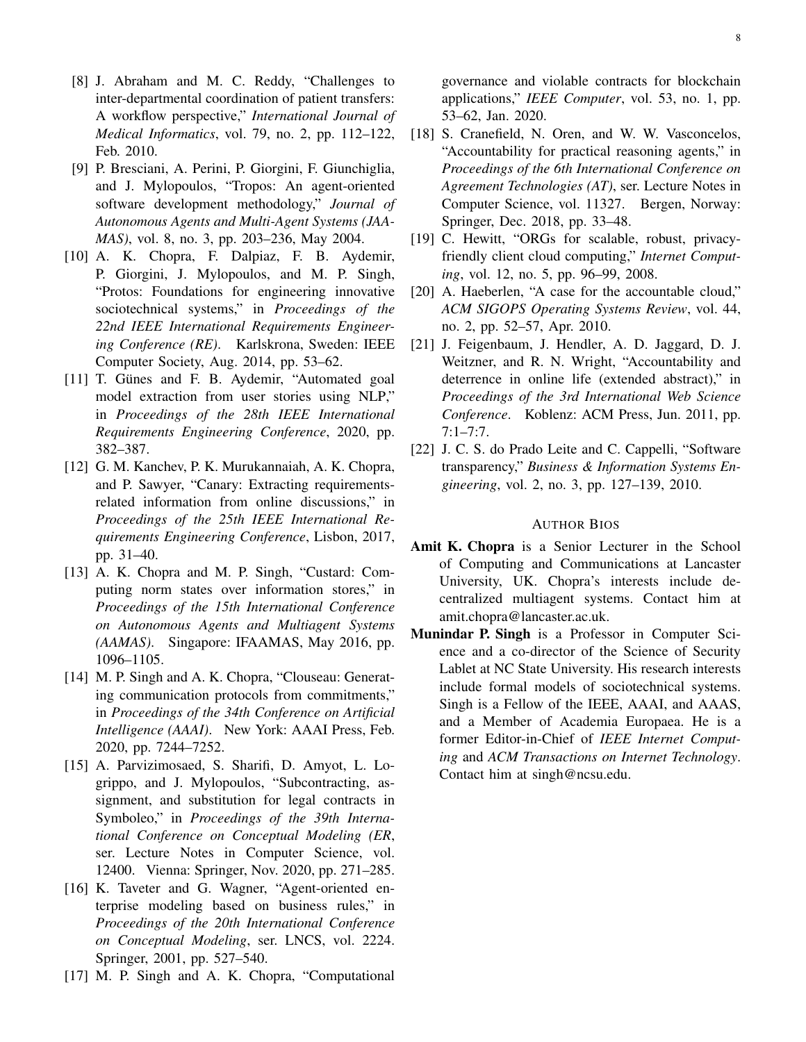[8] J. Abraham and M. C. Reddy, "Challenges to inter-departmental coordination of patient transfers: A workflow perspective," *International Journal of Medical Informatics*, vol. 79, no. 2, pp. 112–122, Feb. 2010.

[9] P. Bresciani, A. Perini, P. Giorgini, F. Giunchiglia, and J. Mylopoulos, "Tropos: An agent-oriented software development methodology," *Journal of Autonomous Agents and Multi-Agent Systems (JAAMAS)*, vol. 8, no. 3, pp. 203–236, May 2004.

[10] A. K. Chopra, F. Dalpiaz, F. B. Aydemir, P. Giorgini, J. Mylopoulos, and M. P. Singh, "Protos: Foundations for engineering innovative sociotechnical systems," in *Proceedings of the 22nd IEEE International Requirements Engineering Conference (RE)*. Karlskrona, Sweden: IEEE Computer Society, Aug. 2014, pp. 53–62.

[11] T. Günes and F. B. Aydemir, "Automated goal model extraction from user stories using NLP," in *Proceedings of the 28th IEEE International Requirements Engineering Conference*, 2020, pp. 382–387.

[12] G. M. Kanchev, P. K. Murukannaiah, A. K. Chopra, and P. Sawyer, "Canary: Extracting requirements-related information from online discussions," in *Proceedings of the 25th IEEE International Requirements Engineering Conference*, Lisbon, 2017, pp. 31–40.

[13] A. K. Chopra and M. P. Singh, "Custard: Computing norm states over information stores," in *Proceedings of the 15th International Conference on Autonomous Agents and Multiagent Systems (AAMAS)*. Singapore: IFAAMAS, May 2016, pp. 1096–1105.

[14] M. P. Singh and A. K. Chopra, "Clouseau: Generating communication protocols from commitments," in *Proceedings of the 34th Conference on Artificial Intelligence (AAAI)*. New York: AAAI Press, Feb. 2020, pp. 7244–7252.

[15] A. Parvizimosaed, S. Sharifi, D. Amyot, L. Logrippo, and J. Mylopoulos, "Subcontracting, assignment, and substitution for legal contracts in Symboleo," in *Proceedings of the 39th International Conference on Conceptual Modeling (ER*, ser. Lecture Notes in Computer Science, vol. 12400. Vienna: Springer, Nov. 2020, pp. 271–285.

[16] K. Taveter and G. Wagner, "Agent-oriented enterprise modeling based on business rules," in *Proceedings of the 20th International Conference on Conceptual Modeling*, ser. LNCS, vol. 2224. Springer, 2001, pp. 527–540.

[17] M. P. Singh and A. K. Chopra, "Computational governance and violable contracts for blockchain applications," *IEEE Computer*, vol. 53, no. 1, pp. 53–62, Jan. 2020.

[18] S. Cranefield, N. Oren, and W. W. Vasconcelos, "Accountability for practical reasoning agents," in *Proceedings of the 6th International Conference on Agreement Technologies (AT)*, ser. Lecture Notes in Computer Science, vol. 11327. Bergen, Norway: Springer, Dec. 2018, pp. 33–48.

[19] C. Hewitt, "ORGs for scalable, robust, privacy-friendly client cloud computing," *Internet Computing*, vol. 12, no. 5, pp. 96–99, 2008.

[20] A. Haeberlen, "A case for the accountable cloud," *ACM SIGOPS Operating Systems Review*, vol. 44, no. 2, pp. 52–57, Apr. 2010.

[21] J. Feigenbaum, J. Hendler, A. D. Jaggard, D. J. Weitzner, and R. N. Wright, "Accountability and deterrence in online life (extended abstract)," in *Proceedings of the 3rd International Web Science Conference*. Koblenz: ACM Press, Jun. 2011, pp. 7:1–7:7.

[22] J. C. S. do Prado Leite and C. Cappelli, "Software transparency," *Business & Information Systems Engineering*, vol. 2, no. 3, pp. 127–139, 2010.

## Author Bios

**Amit K. Chopra** is a Senior Lecturer in the School of Computing and Communications at Lancaster University, UK. Chopra's interests include decentralized multiagent systems. Contact him at amit.chopra@lancaster.ac.uk.

**Munindar P. Singh** is a Professor in Computer Science and a co-director of the Science of Security Lablet at NC State University. His research interests include formal models of sociotechnical systems. Singh is a Fellow of the IEEE, AAAI, and AAAS, and a Member of Academia Europaea. He is a former Editor-in-Chief of *IEEE Internet Computing* and *ACM Transactions on Internet Technology*. Contact him at singh@ncsu.edu.